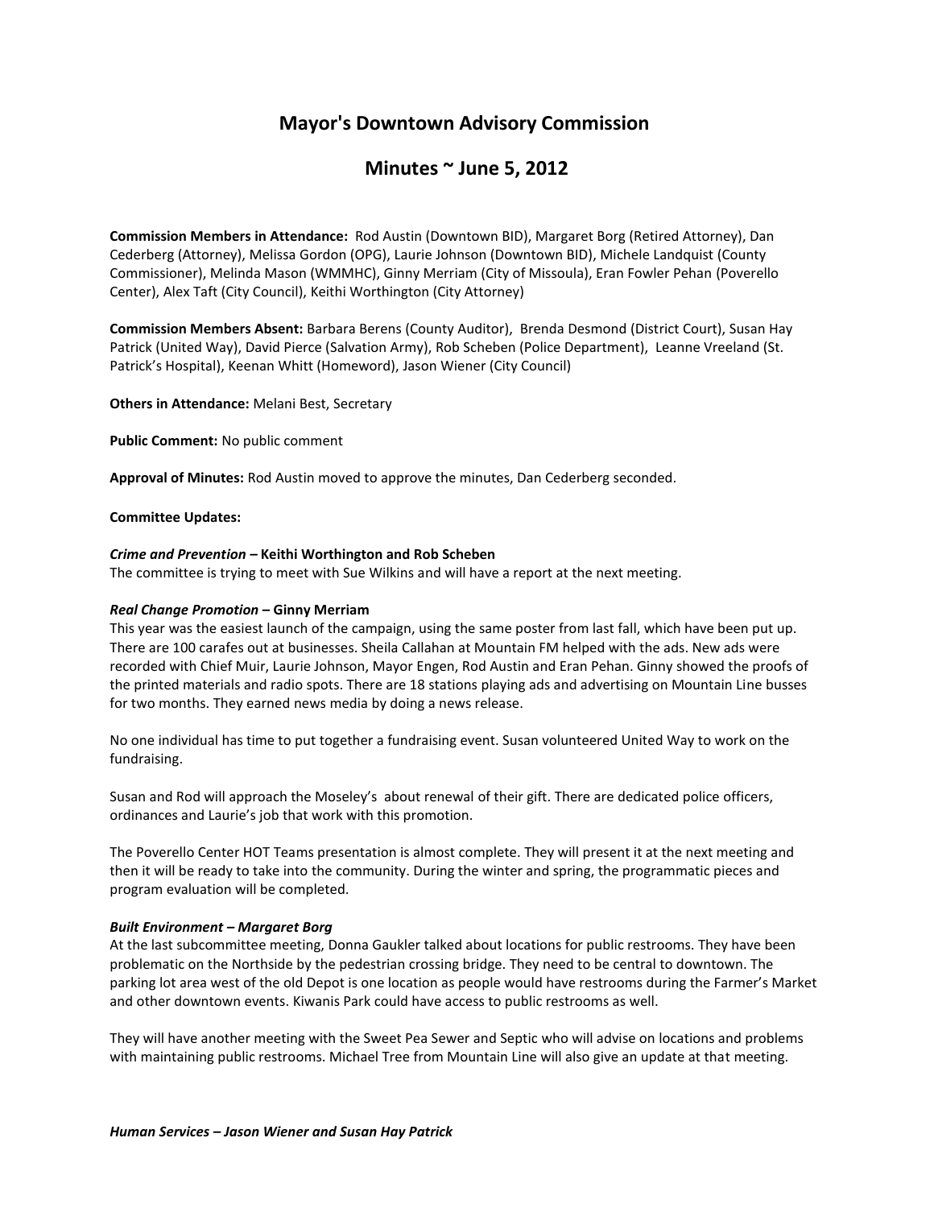// Mayor's Downtown Advisory Commission

## Minutes ~ June 5, 2012

**Commission Members in Attendance:** Rod Austin (Downtown BID), Margaret Borg (Retired Attorney), Dan Cederberg (Attorney), Melissa Gordon (OPG), Laurie Johnson (Downtown BID), Michele Landquist (County Commissioner), Melinda Mason (WMMHC), Ginny Merriam (City of Missoula), Eran Fowler Pehan (Poverello Center), Alex Taft (City Council), Keithi Worthington (City Attorney)

**Commission Members Absent:** Barbara Berens (County Auditor), Brenda Desmond (District Court), Susan Hay Patrick (United Way), David Pierce (Salvation Army), Rob Scheben (Police Department), Leanne Vreeland (St. Patrick's Hospital), Keenan Whitt (Homeword), Jason Wiener (City Council)

**Others in Attendance:** Melani Best, Secretary

**Public Comment:** No public comment

**Approval of Minutes:** Rod Austin moved to approve the minutes, Dan Cederberg seconded.

**Committee Updates:**

***Crime and Prevention* – Keithi Worthington and Rob Scheben**

The committee is trying to meet with Sue Wilkins and will have a report at the next meeting.

***Real Change Promotion* – Ginny Merriam**

This year was the easiest launch of the campaign, using the same poster from last fall, which have been put up. There are 100 carafes out at businesses. Sheila Callahan at Mountain FM helped with the ads. New ads were recorded with Chief Muir, Laurie Johnson, Mayor Engen, Rod Austin and Eran Pehan. Ginny showed the proofs of the printed materials and radio spots. There are 18 stations playing ads and advertising on Mountain Line busses for two months. They earned news media by doing a news release.

No one individual has time to put together a fundraising event. Susan volunteered United Way to work on the fundraising.

Susan and Rod will approach the Moseley's about renewal of their gift. There are dedicated police officers, ordinances and Laurie's job that work with this promotion.

The Poverello Center HOT Teams presentation is almost complete. They will present it at the next meeting and then it will be ready to take into the community. During the winter and spring, the programmatic pieces and program evaluation will be completed.

***Built Environment – Margaret Borg***

At the last subcommittee meeting, Donna Gaukler talked about locations for public restrooms. They have been problematic on the Northside by the pedestrian crossing bridge. They need to be central to downtown. The parking lot area west of the old Depot is one location as people would have restrooms during the Farmer's Market and other downtown events. Kiwanis Park could have access to public restrooms as well.

They will have another meeting with the Sweet Pea Sewer and Septic who will advise on locations and problems with maintaining public restrooms. Michael Tree from Mountain Line will also give an update at that meeting.

***Human Services – Jason Wiener and Susan Hay Patrick***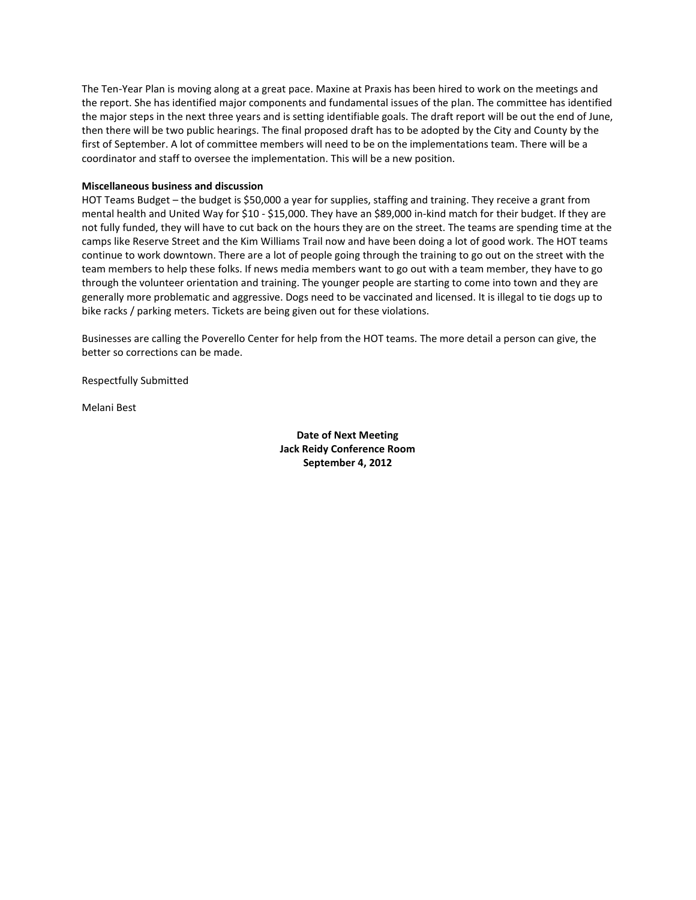The Ten-Year Plan is moving along at a great pace. Maxine at Praxis has been hired to work on the meetings and the report. She has identified major components and fundamental issues of the plan. The committee has identified the major steps in the next three years and is setting identifiable goals. The draft report will be out the end of June, then there will be two public hearings. The final proposed draft has to be adopted by the City and County by the first of September. A lot of committee members will need to be on the implementations team. There will be a coordinator and staff to oversee the implementation. This will be a new position.

**Miscellaneous business and discussion**

HOT Teams Budget – the budget is $50,000 a year for supplies, staffing and training. They receive a grant from mental health and United Way for $10 - $15,000. They have an $89,000 in-kind match for their budget. If they are not fully funded, they will have to cut back on the hours they are on the street. The teams are spending time at the camps like Reserve Street and the Kim Williams Trail now and have been doing a lot of good work. The HOT teams continue to work downtown. There are a lot of people going through the training to go out on the street with the team members to help these folks. If news media members want to go out with a team member, they have to go through the volunteer orientation and training. The younger people are starting to come into town and they are generally more problematic and aggressive. Dogs need to be vaccinated and licensed. It is illegal to tie dogs up to bike racks / parking meters. Tickets are being given out for these violations.

Businesses are calling the Poverello Center for help from the HOT teams. The more detail a person can give, the better so corrections can be made.

Respectfully Submitted

Melani Best

**Date of Next Meeting**
**Jack Reidy Conference Room**
**September 4, 2012**